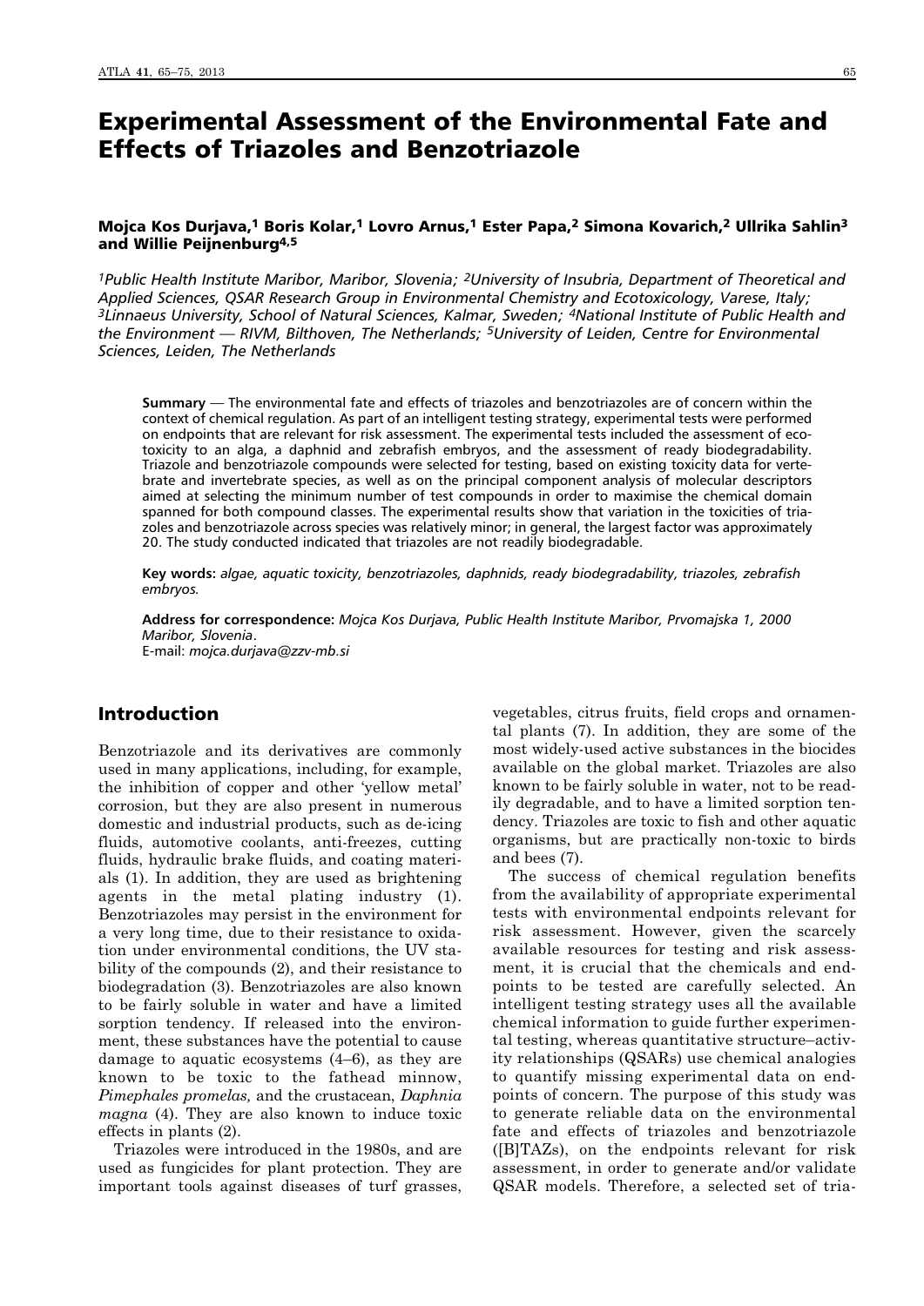# Experimental Assessment of the Environmental Fate and Effects of Triazoles and Benzotriazole

**Mojca Kos Durjava,[1] Boris Kolar,[1] Lovro Arnus,[1] Ester Papa,[2] Simona Kovarich,[2] Ullrika Sahlin[3] and Willie Peijnenburg[4,5]**

*[1]Public Health Institute Maribor, Maribor, Slovenia; [2]University of Insubria, Department of Theoretical and Applied Sciences, QSAR Research Group in Environmental Chemistry and Ecotoxicology, Varese, Italy; [3]Linnaeus University, School of Natural Sciences, Kalmar, Sweden; [4]National Institute of Public Health and the Environment — RIVM, Bilthoven, The Netherlands; [5]University of Leiden, Centre for Environmental Sciences, Leiden, The Netherlands*

**Summary** — The environmental fate and effects of triazoles and benzotriazoles are of concern within the context of chemical regulation. As part of an intelligent testing strategy, experimental tests were performed on endpoints that are relevant for risk assessment. The experimental tests included the assessment of ecotoxicity to an alga, a daphnid and zebrafish embryos, and the assessment of ready biodegradability. Triazole and benzotriazole compounds were selected for testing, based on existing toxicity data for vertebrate and invertebrate species, as well as on the principal component analysis of molecular descriptors aimed at selecting the minimum number of test compounds in order to maximise the chemical domain spanned for both compound classes. The experimental results show that variation in the toxicities of triazoles and benzotriazole across species was relatively minor; in general, the largest factor was approximately 20. The study conducted indicated that triazoles are not readily biodegradable.

**Key words:** *algae, aquatic toxicity, benzotriazoles, daphnids, ready biodegradability, triazoles, zebrafish embryos.*

**Address for correspondence:** *Mojca Kos Durjava, Public Health Institute Maribor, Prvomajska 1, 2000 Maribor, Slovenia*.
E-mail: *mojca.durjava@zzv-mb.si*

## Introduction

Benzotriazole and its derivatives are commonly used in many applications, including, for example, the inhibition of copper and other 'yellow metal' corrosion, but they are also present in numerous domestic and industrial products, such as de-icing fluids, automotive coolants, anti-freezes, cutting fluids, hydraulic brake fluids, and coating materials (1). In addition, they are used as brightening agents in the metal plating industry (1). Benzotriazoles may persist in the environment for a very long time, due to their resistance to oxidation under environmental conditions, the UV stability of the compounds (2), and their resistance to biodegradation (3). Benzotriazoles are also known to be fairly soluble in water and have a limited sorption tendency. If released into the environment, these substances have the potential to cause damage to aquatic ecosystems (4–6), as they are known to be toxic to the fathead minnow, *Pimephales promelas,* and the crustacean, *Daphnia magna* (4). They are also known to induce toxic effects in plants (2).

Triazoles were introduced in the 1980s, and are used as fungicides for plant protection. They are important tools against diseases of turf grasses, vegetables, citrus fruits, field crops and ornamental plants (7). In addition, they are some of the most widely-used active substances in the biocides available on the global market. Triazoles are also known to be fairly soluble in water, not to be readily degradable, and to have a limited sorption tendency. Triazoles are toxic to fish and other aquatic organisms, but are practically non-toxic to birds and bees (7).

The success of chemical regulation benefits from the availability of appropriate experimental tests with environmental endpoints relevant for risk assessment. However, given the scarcely available resources for testing and risk assessment, it is crucial that the chemicals and endpoints to be tested are carefully selected. An intelligent testing strategy uses all the available chemical information to guide further experimental testing, whereas quantitative structure–activity relationships (QSARs) use chemical analogies to quantify missing experimental data on endpoints of concern. The purpose of this study was to generate reliable data on the environmental fate and effects of triazoles and benzotriazole ([B]TAZs), on the endpoints relevant for risk assessment, in order to generate and/or validate QSAR models. Therefore, a selected set of tria-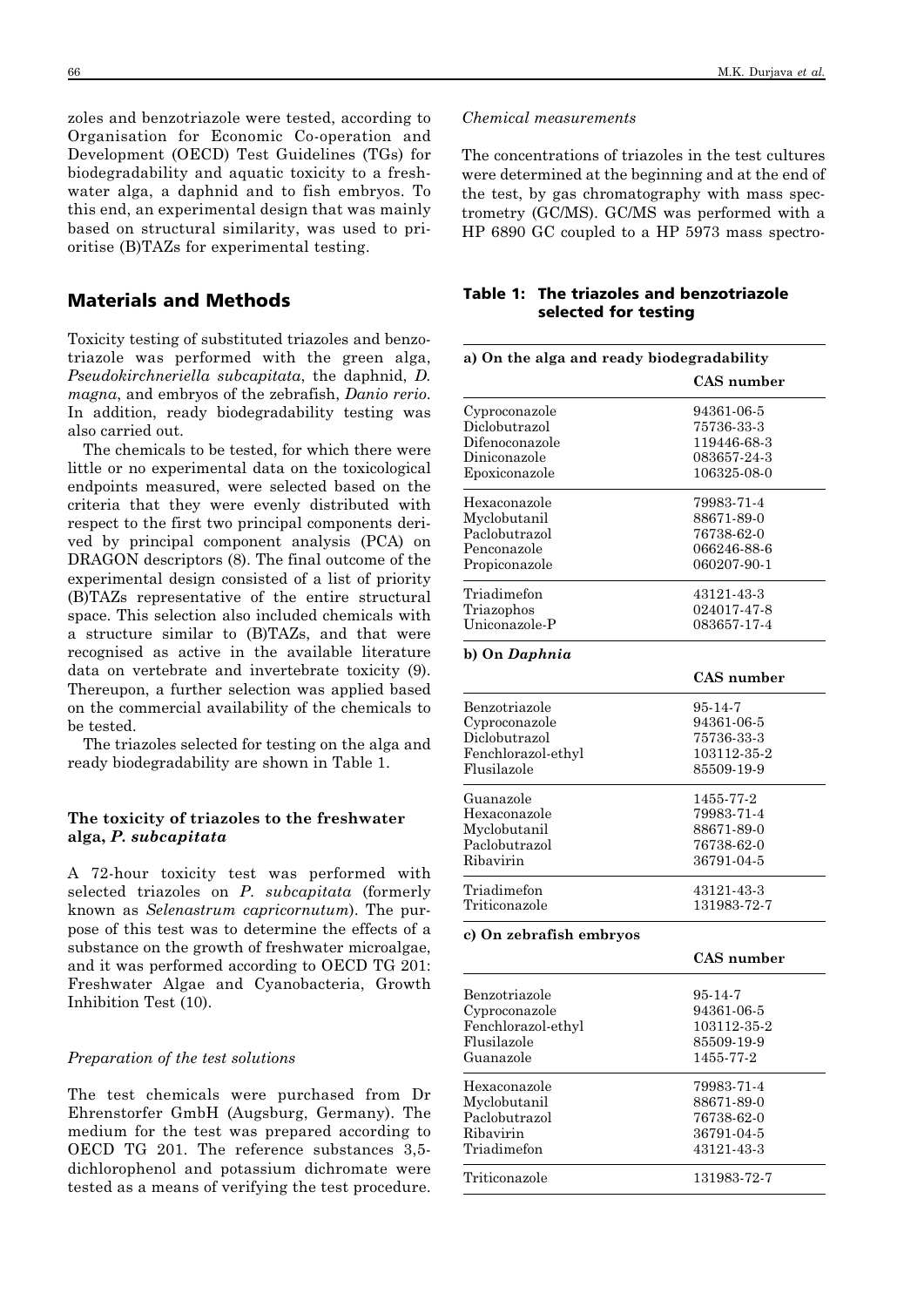zoles and benzotriazole were tested, according to Organisation for Economic Co-operation and Development (OECD) Test Guidelines (TGs) for biodegradability and aquatic toxicity to a freshwater alga, a daphnid and to fish embryos. To this end, an experimental design that was mainly based on structural similarity, was used to prioritise (B)TAZs for experimental testing.

## Materials and Methods

Toxicity testing of substituted triazoles and benzotriazole was performed with the green alga, *Pseudokirchneriella subcapitata*, the daphnid, *D. magna*, and embryos of the zebrafish, *Danio rerio*. In addition, ready biodegradability testing was also carried out.

The chemicals to be tested, for which there were little or no experimental data on the toxicological endpoints measured, were selected based on the criteria that they were evenly distributed with respect to the first two principal components derived by principal component analysis (PCA) on DRAGON descriptors (8). The final outcome of the experimental design consisted of a list of priority (B)TAZs representative of the entire structural space. This selection also included chemicals with a structure similar to (B)TAZs, and that were recognised as active in the available literature data on vertebrate and invertebrate toxicity (9). Thereupon, a further selection was applied based on the commercial availability of the chemicals to be tested.

The triazoles selected for testing on the alga and ready biodegradability are shown in Table 1.

### The toxicity of triazoles to the freshwater alga, *P. subcapitata*

A 72-hour toxicity test was performed with selected triazoles on *P. subcapitata* (formerly known as *Selenastrum capricornutum*). The purpose of this test was to determine the effects of a substance on the growth of freshwater microalgae, and it was performed according to OECD TG 201: Freshwater Algae and Cyanobacteria, Growth Inhibition Test (10).

#### *Preparation of the test solutions*

The test chemicals were purchased from Dr Ehrenstorfer GmbH (Augsburg, Germany). The medium for the test was prepared according to OECD TG 201. The reference substances 3,5-dichlorophenol and potassium dichromate were tested as a means of verifying the test procedure.

#### *Chemical measurements*

The concentrations of triazoles in the test cultures were determined at the beginning and at the end of the test, by gas chromatography with mass spectrometry (GC/MS). GC/MS was performed with a HP 6890 GC coupled to a HP 5973 mass spectro-

**Table 1: The triazoles and benzotriazole selected for testing**

**a) On the alga and ready biodegradability**

| | CAS number |
|---|---|
| Cyproconazole | 94361-06-5 |
| Diclobutrazol | 75736-33-3 |
| Difenoconazole | 119446-68-3 |
| Diniconazole | 083657-24-3 |
| Epoxiconazole | 106325-08-0 |
| Hexaconazole | 79983-71-4 |
| Myclobutanil | 88671-89-0 |
| Paclobutrazol | 76738-62-0 |
| Penconazole | 066246-88-6 |
| Propiconazole | 060207-90-1 |
| Triadimefon | 43121-43-3 |
| Triazophos | 024017-47-8 |
| Uniconazole-P | 083657-17-4 |

**b) On *Daphnia***

| | CAS number |
|---|---|
| Benzotriazole | 95-14-7 |
| Cyproconazole | 94361-06-5 |
| Diclobutrazol | 75736-33-3 |
| Fenchlorazol-ethyl | 103112-35-2 |
| Flusilazole | 85509-19-9 |
| Guanazole | 1455-77-2 |
| Hexaconazole | 79983-71-4 |
| Myclobutanil | 88671-89-0 |
| Paclobutrazol | 76738-62-0 |
| Ribavirin | 36791-04-5 |
| Triadimefon | 43121-43-3 |
| Triticonazole | 131983-72-7 |

**c) On zebrafish embryos**

| | CAS number |
|---|---|
| Benzotriazole | 95-14-7 |
| Cyproconazole | 94361-06-5 |
| Fenchlorazol-ethyl | 103112-35-2 |
| Flusilazole | 85509-19-9 |
| Guanazole | 1455-77-2 |
| Hexaconazole | 79983-71-4 |
| Myclobutanil | 88671-89-0 |
| Paclobutrazol | 76738-62-0 |
| Ribavirin | 36791-04-5 |
| Triadimefon | 43121-43-3 |
| Triticonazole | 131983-72-7 |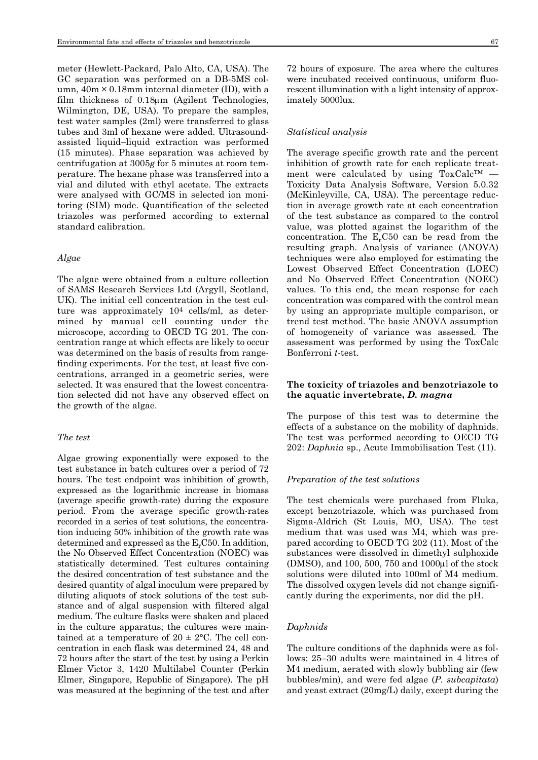meter (Hewlett-Packard, Palo Alto, CA, USA). The GC separation was performed on a DB-5MS column, 40m × 0.18mm internal diameter (ID), with a film thickness of 0.18μm (Agilent Technologies, Wilmington, DE, USA). To prepare the samples, test water samples (2ml) were transferred to glass tubes and 3ml of hexane were added. Ultrasound-assisted liquid–liquid extraction was performed (15 minutes). Phase separation was achieved by centrifugation at 3005*g* for 5 minutes at room temperature. The hexane phase was transferred into a vial and diluted with ethyl acetate. The extracts were analysed with GC/MS in selected ion monitoring (SIM) mode. Quantification of the selected triazoles was performed according to external standard calibration.

### *Algae*

The algae were obtained from a culture collection of SAMS Research Services Ltd (Argyll, Scotland, UK). The initial cell concentration in the test culture was approximately $10^4$ cells/ml, as determined by manual cell counting under the microscope, according to OECD TG 201. The concentration range at which effects are likely to occur was determined on the basis of results from range-finding experiments. For the test, at least five concentrations, arranged in a geometric series, were selected. It was ensured that the lowest concentration selected did not have any observed effect on the growth of the algae.

### *The test*

Algae growing exponentially were exposed to the test substance in batch cultures over a period of 72 hours. The test endpoint was inhibition of growth, expressed as the logarithmic increase in biomass (average specific growth-rate) during the exposure period. From the average specific growth-rates recorded in a series of test solutions, the concentration inducing 50% inhibition of the growth rate was determined and expressed as the $E_rC50$. In addition, the No Observed Effect Concentration (NOEC) was statistically determined. Test cultures containing the desired concentration of test substance and the desired quantity of algal inoculum were prepared by diluting aliquots of stock solutions of the test substance and of algal suspension with filtered algal medium. The culture flasks were shaken and placed in the culture apparatus; the cultures were maintained at a temperature of 20 ± 2°C. The cell concentration in each flask was determined 24, 48 and 72 hours after the start of the test by using a Perkin Elmer Victor 3, 1420 Multilabel Counter (Perkin Elmer, Singapore, Republic of Singapore). The pH was measured at the beginning of the test and after 72 hours of exposure. The area where the cultures were incubated received continuous, uniform fluorescent illumination with a light intensity of approximately 5000lux.

### *Statistical analysis*

The average specific growth rate and the percent inhibition of growth rate for each replicate treatment were calculated by using ToxCalc™ — Toxicity Data Analysis Software, Version 5.0.32 (McKinleyville, CA, USA). The percentage reduction in average growth rate at each concentration of the test substance as compared to the control value, was plotted against the logarithm of the concentration. The $E_rC50$ can be read from the resulting graph. Analysis of variance (ANOVA) techniques were also employed for estimating the Lowest Observed Effect Concentration (LOEC) and No Observed Effect Concentration (NOEC) values. To this end, the mean response for each concentration was compared with the control mean by using an appropriate multiple comparison, or trend test method. The basic ANOVA assumption of homogeneity of variance was assessed. The assessment was performed by using the ToxCalc Bonferroni *t*-test.

## The toxicity of triazoles and benzotriazole to the aquatic invertebrate, *D. magna*

The purpose of this test was to determine the effects of a substance on the mobility of daphnids. The test was performed according to OECD TG 202: *Daphnia* sp., Acute Immobilisation Test (11).

### *Preparation of the test solutions*

The test chemicals were purchased from Fluka, except benzotriazole, which was purchased from Sigma-Aldrich (St Louis, MO, USA). The test medium that was used was M4, which was prepared according to OECD TG 202 (11). Most of the substances were dissolved in dimethyl sulphoxide (DMSO), and 100, 500, 750 and 1000μl of the stock solutions were diluted into 100ml of M4 medium. The dissolved oxygen levels did not change significantly during the experiments, nor did the pH.

### *Daphnids*

The culture conditions of the daphnids were as follows: 25–30 adults were maintained in 4 litres of M4 medium, aerated with slowly bubbling air (few bubbles/min), and were fed algae (*P. subcapitata*) and yeast extract (20mg/L) daily, except during the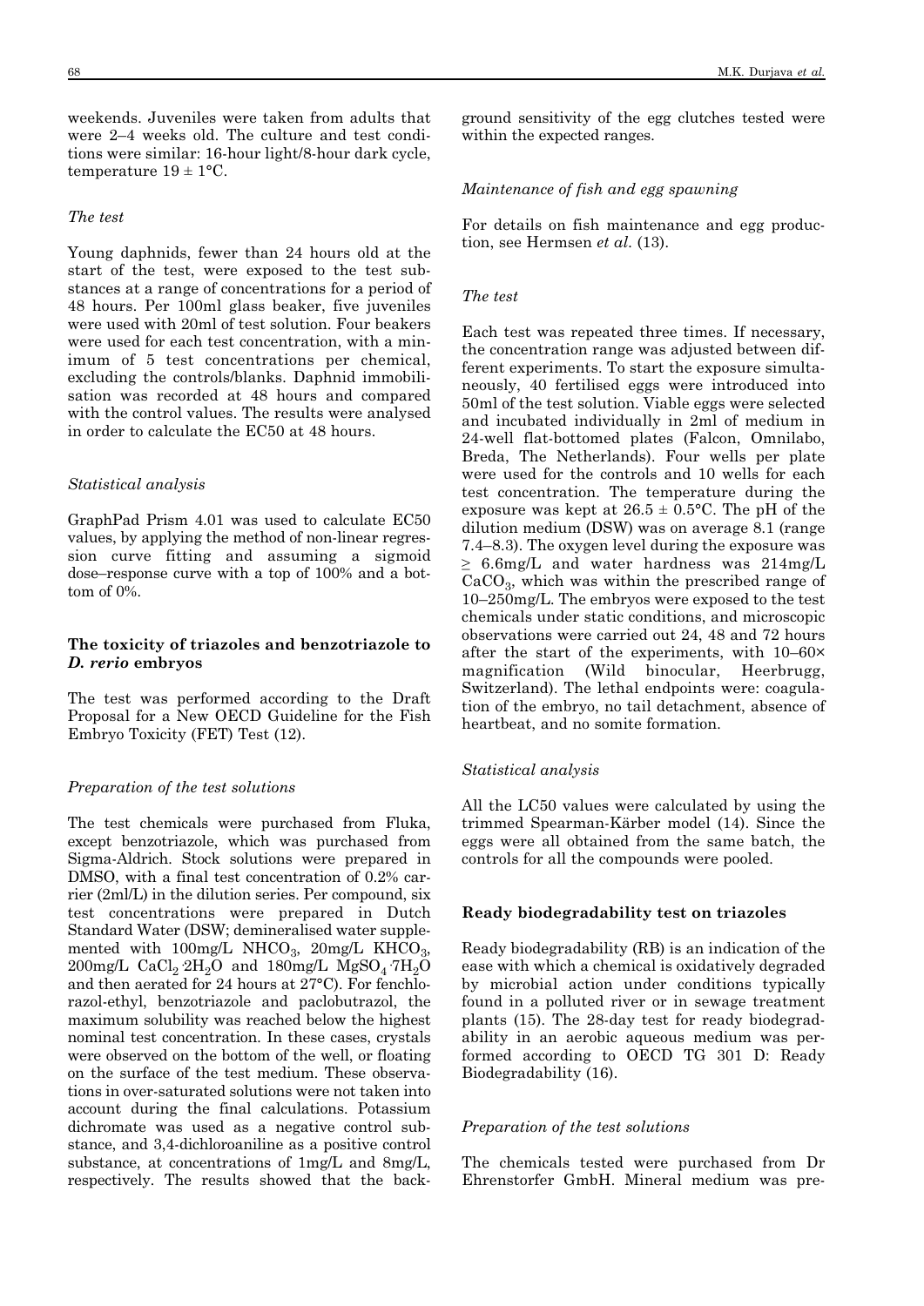weekends. Juveniles were taken from adults that were 2–4 weeks old. The culture and test conditions were similar: 16-hour light/8-hour dark cycle, temperature 19 ± 1°C.

*The test*

Young daphnids, fewer than 24 hours old at the start of the test, were exposed to the test substances at a range of concentrations for a period of 48 hours. Per 100ml glass beaker, five juveniles were used with 20ml of test solution. Four beakers were used for each test concentration, with a minimum of 5 test concentrations per chemical, excluding the controls/blanks. Daphnid immobilisation was recorded at 48 hours and compared with the control values. The results were analysed in order to calculate the EC50 at 48 hours.

*Statistical analysis*

GraphPad Prism 4.01 was used to calculate EC50 values, by applying the method of non-linear regression curve fitting and assuming a sigmoid dose–response curve with a top of 100% and a bottom of 0%.

### The toxicity of triazoles and benzotriazole to *D. rerio* embryos

The test was performed according to the Draft Proposal for a New OECD Guideline for the Fish Embryo Toxicity (FET) Test (12).

*Preparation of the test solutions*

The test chemicals were purchased from Fluka, except benzotriazole, which was purchased from Sigma-Aldrich. Stock solutions were prepared in DMSO, with a final test concentration of 0.2% carrier (2ml/L) in the dilution series. Per compound, six test concentrations were prepared in Dutch Standard Water (DSW; demineralised water supplemented with 100mg/L $NHCO_3$, 20mg/L $KHCO_3$, 200mg/L $CaCl_2{\cdot}2H_2O$ and 180mg/L $MgSO_4{\cdot}7H_2O$ and then aerated for 24 hours at 27°C). For fenchlorazol-ethyl, benzotriazole and paclobutrazol, the maximum solubility was reached below the highest nominal test concentration. In these cases, crystals were observed on the bottom of the well, or floating on the surface of the test medium. These observations in over-saturated solutions were not taken into account during the final calculations. Potassium dichromate was used as a negative control substance, and 3,4-dichloroaniline as a positive control substance, at concentrations of 1mg/L and 8mg/L, respectively. The results showed that the background sensitivity of the egg clutches tested were within the expected ranges.

*Maintenance of fish and egg spawning*

For details on fish maintenance and egg production, see Hermsen *et al*. (13).

*The test*

Each test was repeated three times. If necessary, the concentration range was adjusted between different experiments. To start the exposure simultaneously, 40 fertilised eggs were introduced into 50ml of the test solution. Viable eggs were selected and incubated individually in 2ml of medium in 24-well flat-bottomed plates (Falcon, Omnilabo, Breda, The Netherlands). Four wells per plate were used for the controls and 10 wells for each test concentration. The temperature during the exposure was kept at 26.5 ± 0.5°C. The pH of the dilution medium (DSW) was on average 8.1 (range 7.4–8.3). The oxygen level during the exposure was ≥ 6.6mg/L and water hardness was 214mg/L $CaCO_3$, which was within the prescribed range of 10–250mg/L. The embryos were exposed to the test chemicals under static conditions, and microscopic observations were carried out 24, 48 and 72 hours after the start of the experiments, with 10–60× magnification (Wild binocular, Heerbrugg, Switzerland). The lethal endpoints were: coagulation of the embryo, no tail detachment, absence of heartbeat, and no somite formation.

*Statistical analysis*

All the LC50 values were calculated by using the trimmed Spearman-Kärber model (14). Since the eggs were all obtained from the same batch, the controls for all the compounds were pooled.

### Ready biodegradability test on triazoles

Ready biodegradability (RB) is an indication of the ease with which a chemical is oxidatively degraded by microbial action under conditions typically found in a polluted river or in sewage treatment plants (15). The 28-day test for ready biodegradability in an aerobic aqueous medium was performed according to OECD TG 301 D: Ready Biodegradability (16).

*Preparation of the test solutions*

The chemicals tested were purchased from Dr Ehrenstorfer GmbH. Mineral medium was pre-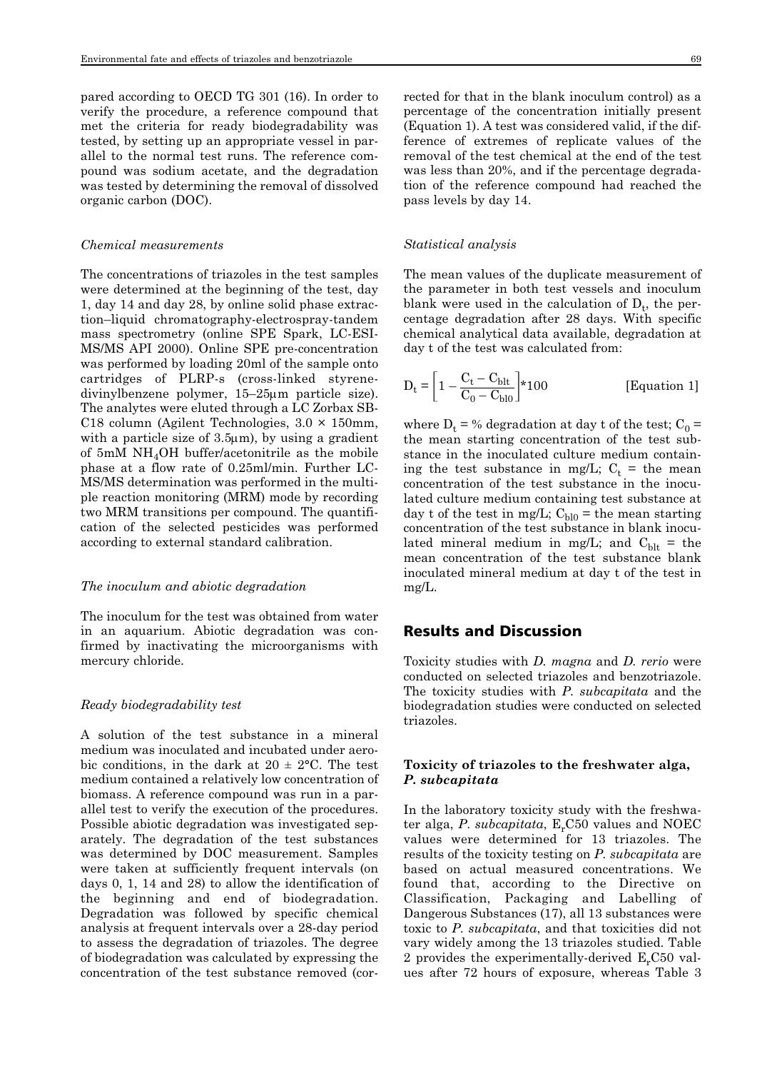pared according to OECD TG 301 (16). In order to verify the procedure, a reference compound that met the criteria for ready biodegradability was tested, by setting up an appropriate vessel in parallel to the normal test runs. The reference compound was sodium acetate, and the degradation was tested by determining the removal of dissolved organic carbon (DOC).

### *Chemical measurements*

The concentrations of triazoles in the test samples were determined at the beginning of the test, day 1, day 14 and day 28, by online solid phase extraction–liquid chromatography-electrospray-tandem mass spectrometry (online SPE Spark, LC-ESI-MS/MS API 2000). Online SPE pre-concentration was performed by loading 20ml of the sample onto cartridges of PLRP-s (cross-linked styrene-divinylbenzene polymer, 15–25μm particle size). The analytes were eluted through a LC Zorbax SB-C18 column (Agilent Technologies, 3.0 × 150mm, with a particle size of 3.5μm), by using a gradient of 5mM $NH_4OH$ buffer/acetonitrile as the mobile phase at a flow rate of 0.25ml/min. Further LC-MS/MS determination was performed in the multiple reaction monitoring (MRM) mode by recording two MRM transitions per compound. The quantification of the selected pesticides was performed according to external standard calibration.

### *The inoculum and abiotic degradation*

The inoculum for the test was obtained from water in an aquarium. Abiotic degradation was confirmed by inactivating the microorganisms with mercury chloride.

### *Ready biodegradability test*

A solution of the test substance in a mineral medium was inoculated and incubated under aerobic conditions, in the dark at 20 ± 2°C. The test medium contained a relatively low concentration of biomass. A reference compound was run in a parallel test to verify the execution of the procedures. Possible abiotic degradation was investigated separately. The degradation of the test substances was determined by DOC measurement. Samples were taken at sufficiently frequent intervals (on days 0, 1, 14 and 28) to allow the identification of the beginning and end of biodegradation. Degradation was followed by specific chemical analysis at frequent intervals over a 28-day period to assess the degradation of triazoles. The degree of biodegradation was calculated by expressing the concentration of the test substance removed (corrected for that in the blank inoculum control) as a percentage of the concentration initially present (Equation 1). A test was considered valid, if the difference of extremes of replicate values of the removal of the test chemical at the end of the test was less than 20%, and if the percentage degradation of the reference compound had reached the pass levels by day 14.

### *Statistical analysis*

The mean values of the duplicate measurement of the parameter in both test vessels and inoculum blank were used in the calculation of $D_t$, the percentage degradation after 28 days. With specific chemical analytical data available, degradation at day t of the test was calculated from:

$$D_t = \left[1 - \frac{C_t - C_{blt}}{C_0 - C_{bl0}}\right] * 100 \qquad \text{[Equation 1]}$$

where $D_t$ = % degradation at day t of the test; $C_0$ = the mean starting concentration of the test substance in the inoculated culture medium containing the test substance in mg/L; $C_t$ = the mean concentration of the test substance in the inoculated culture medium containing test substance at day t of the test in mg/L; $C_{bl0}$ = the mean starting concentration of the test substance in blank inoculated mineral medium in mg/L; and $C_{blt}$ = the mean concentration of the test substance blank inoculated mineral medium at day t of the test in mg/L.

## Results and Discussion

Toxicity studies with *D. magna* and *D. rerio* were conducted on selected triazoles and benzotriazole. The toxicity studies with *P. subcapitata* and the biodegradation studies were conducted on selected triazoles.

### Toxicity of triazoles to the freshwater alga, *P. subcapitata*

In the laboratory toxicity study with the freshwater alga, *P. subcapitata*, $E_rC50$ values and NOEC values were determined for 13 triazoles. The results of the toxicity testing on *P. subcapitata* are based on actual measured concentrations. We found that, according to the Directive on Classification, Packaging and Labelling of Dangerous Substances (17), all 13 substances were toxic to *P. subcapitata*, and that toxicities did not vary widely among the 13 triazoles studied. Table 2 provides the experimentally-derived $E_rC50$ values after 72 hours of exposure, whereas Table 3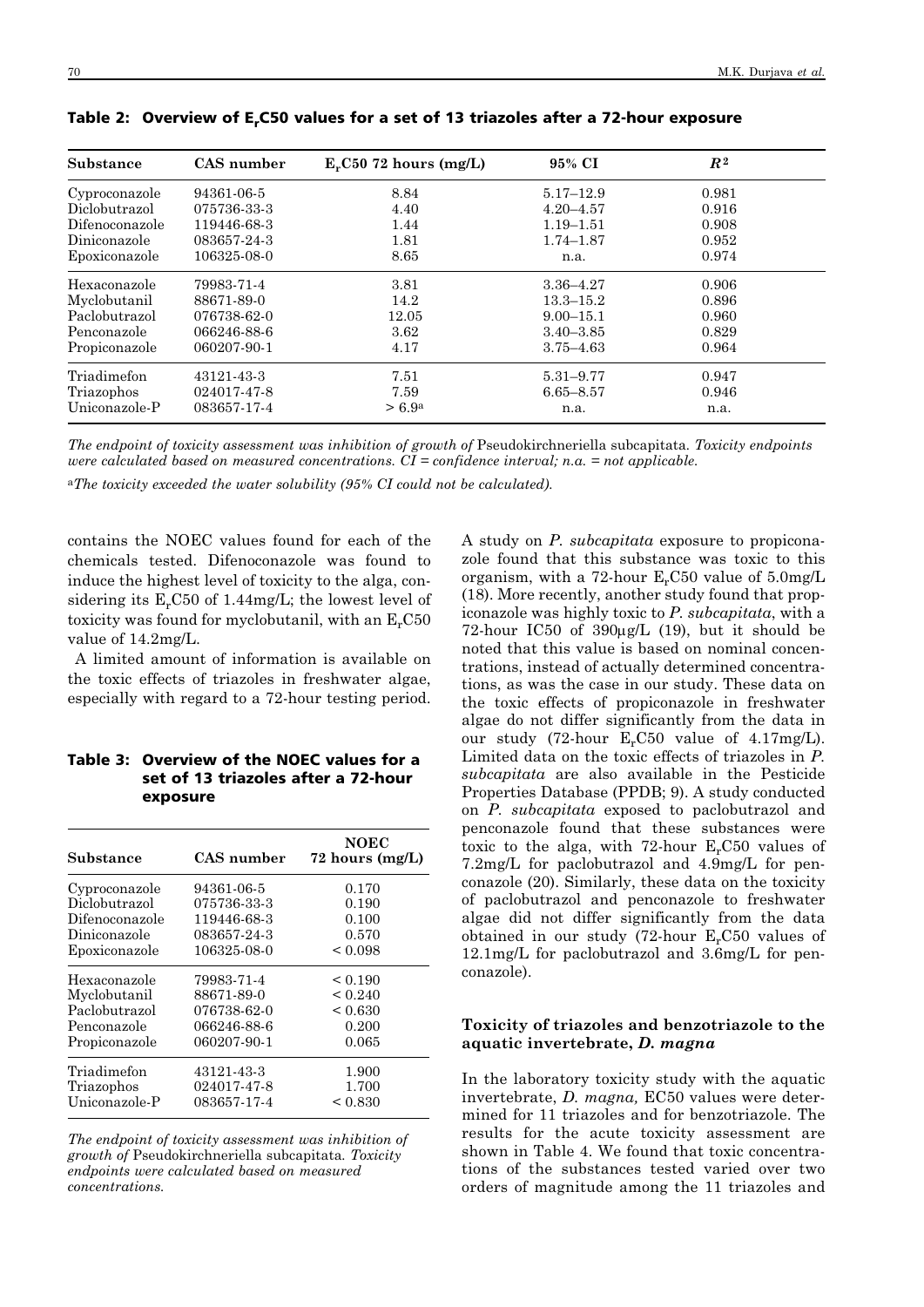**Table 2: Overview of $E_rC50$ values for a set of 13 triazoles after a 72-hour exposure**

| Substance | CAS number | $E_rC50$ 72 hours (mg/L) | 95% CI | $R^2$ |
|---|---|---|---|---|
| Cyproconazole | 94361-06-5 | 8.84 | 5.17–12.9 | 0.981 |
| Diclobutrazol | 075736-33-3 | 4.40 | 4.20–4.57 | 0.916 |
| Difenoconazole | 119446-68-3 | 1.44 | 1.19–1.51 | 0.908 |
| Diniconazole | 083657-24-3 | 1.81 | 1.74–1.87 | 0.952 |
| Epoxiconazole | 106325-08-0 | 8.65 | n.a. | 0.974 |
| Hexaconazole | 79983-71-4 | 3.81 | 3.36–4.27 | 0.906 |
| Myclobutanil | 88671-89-0 | 14.2 | 13.3–15.2 | 0.896 |
| Paclobutrazol | 076738-62-0 | 12.05 | 9.00–15.1 | 0.960 |
| Penconazole | 066246-88-6 | 3.62 | 3.40–3.85 | 0.829 |
| Propiconazole | 060207-90-1 | 4.17 | 3.75–4.63 | 0.964 |
| Triadimefon | 43121-43-3 | 7.51 | 5.31–9.77 | 0.947 |
| Triazophos | 024017-47-8 | 7.59 | 6.65–8.57 | 0.946 |
| Uniconazole-P | 083657-17-4 | > 6.9[a] | n.a. | n.a. |

*The endpoint of toxicity assessment was inhibition of growth of* Pseudokirchneriella subcapitata. *Toxicity endpoints were calculated based on measured concentrations. CI = confidence interval; n.a. = not applicable.*

[a]*The toxicity exceeded the water solubility (95% CI could not be calculated).*

contains the NOEC values found for each of the chemicals tested. Difenoconazole was found to induce the highest level of toxicity to the alga, considering its $E_rC50$ of 1.44mg/L; the lowest level of toxicity was found for myclobutanil, with an $E_rC50$ value of 14.2mg/L.

A limited amount of information is available on the toxic effects of triazoles in freshwater algae, especially with regard to a 72-hour testing period.

**Table 3: Overview of the NOEC values for a set of 13 triazoles after a 72-hour exposure**

| Substance | CAS number | NOEC 72 hours (mg/L) |
|---|---|---|
| Cyproconazole | 94361-06-5 | 0.170 |
| Diclobutrazol | 075736-33-3 | 0.190 |
| Difenoconazole | 119446-68-3 | 0.100 |
| Diniconazole | 083657-24-3 | 0.570 |
| Epoxiconazole | 106325-08-0 | < 0.098 |
| Hexaconazole | 79983-71-4 | < 0.190 |
| Myclobutanil | 88671-89-0 | < 0.240 |
| Paclobutrazol | 076738-62-0 | < 0.630 |
| Penconazole | 066246-88-6 | 0.200 |
| Propiconazole | 060207-90-1 | 0.065 |
| Triadimefon | 43121-43-3 | 1.900 |
| Triazophos | 024017-47-8 | 1.700 |
| Uniconazole-P | 083657-17-4 | < 0.830 |

*The endpoint of toxicity assessment was inhibition of growth of* Pseudokirchneriella subcapitata. *Toxicity endpoints were calculated based on measured concentrations.*

A study on *P. subcapitata* exposure to propiconazole found that this substance was toxic to this organism, with a 72-hour $E_rC50$ value of 5.0mg/L (18). More recently, another study found that propiconazole was highly toxic to *P. subcapitata*, with a 72-hour IC50 of 390μg/L (19), but it should be noted that this value is based on nominal concentrations, instead of actually determined concentrations, as was the case in our study. These data on the toxic effects of propiconazole in freshwater algae do not differ significantly from the data in our study (72-hour $E_rC50$ value of 4.17mg/L). Limited data on the toxic effects of triazoles in *P. subcapitata* are also available in the Pesticide Properties Database (PPDB; 9). A study conducted on *P. subcapitata* exposed to paclobutrazol and penconazole found that these substances were toxic to the alga, with 72-hour $E_rC50$ values of 7.2mg/L for paclobutrazol and 4.9mg/L for penconazole (20). Similarly, these data on the toxicity of paclobutrazol and penconazole to freshwater algae did not differ significantly from the data obtained in our study (72-hour $E_rC50$ values of 12.1mg/L for paclobutrazol and 3.6mg/L for penconazole).

### Toxicity of triazoles and benzotriazole to the aquatic invertebrate, *D. magna*

In the laboratory toxicity study with the aquatic invertebrate, *D. magna,* EC50 values were determined for 11 triazoles and for benzotriazole. The results for the acute toxicity assessment are shown in Table 4. We found that toxic concentrations of the substances tested varied over two orders of magnitude among the 11 triazoles and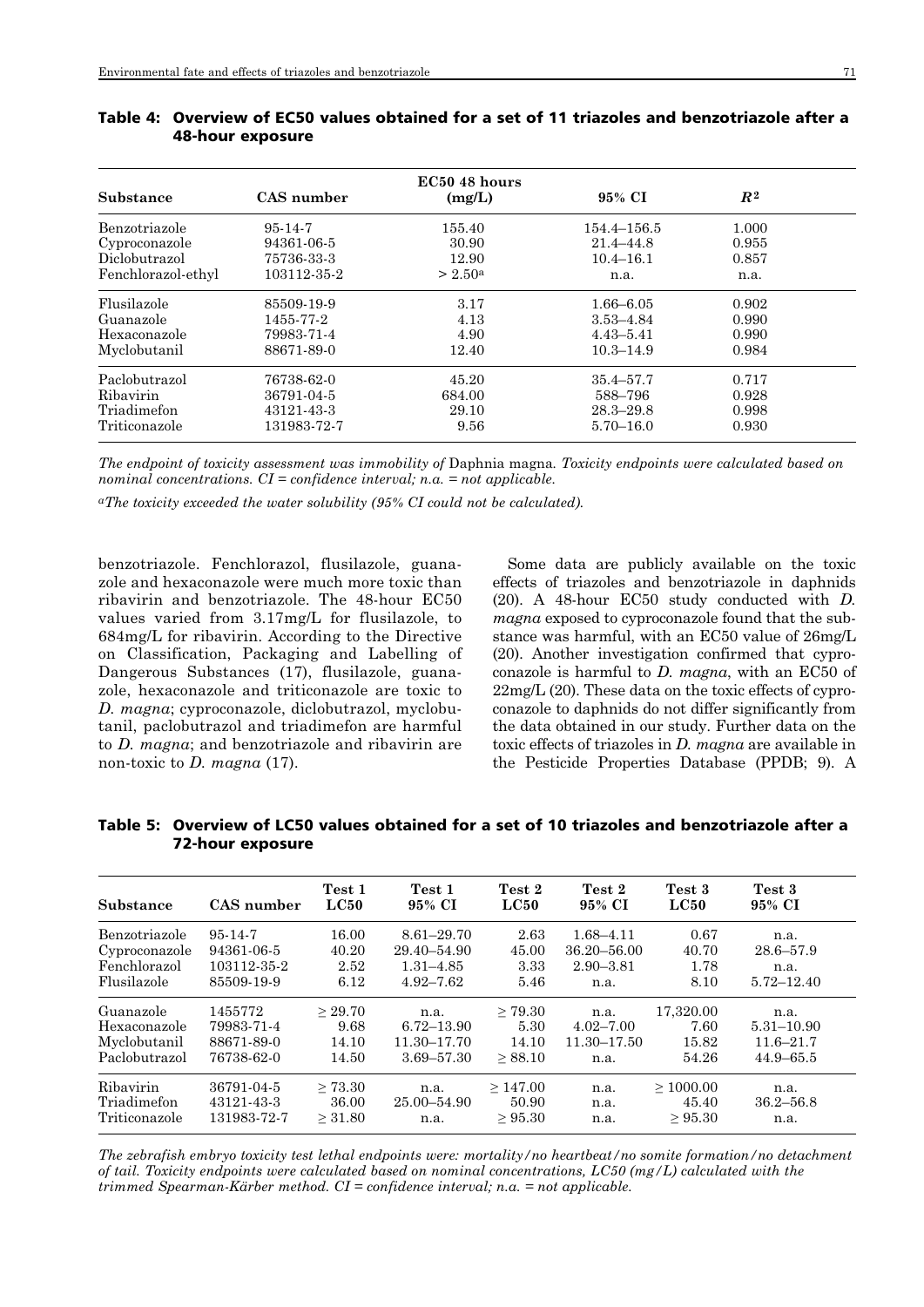**Table 4: Overview of EC50 values obtained for a set of 11 triazoles and benzotriazole after a 48-hour exposure**

| Substance | CAS number | EC50 48 hours (mg/L) | 95% CI | $R^2$ |
|---|---|---|---|---|
| Benzotriazole | 95-14-7 | 155.40 | 154.4–156.5 | 1.000 |
| Cyproconazole | 94361-06-5 | 30.90 | 21.4–44.8 | 0.955 |
| Diclobutrazol | 75736-33-3 | 12.90 | 10.4–16.1 | 0.857 |
| Fenchlorazol-ethyl | 103112-35-2 | > 2.50[a] | n.a. | n.a. |
| Flusilazole | 85509-19-9 | 3.17 | 1.66–6.05 | 0.902 |
| Guanazole | 1455-77-2 | 4.13 | 3.53–4.84 | 0.990 |
| Hexaconazole | 79983-71-4 | 4.90 | 4.43–5.41 | 0.990 |
| Myclobutanil | 88671-89-0 | 12.40 | 10.3–14.9 | 0.984 |
| Paclobutrazol | 76738-62-0 | 45.20 | 35.4–57.7 | 0.717 |
| Ribavirin | 36791-04-5 | 684.00 | 588–796 | 0.928 |
| Triadimefon | 43121-43-3 | 29.10 | 28.3–29.8 | 0.998 |
| Triticonazole | 131983-72-7 | 9.56 | 5.70–16.0 | 0.930 |

*The endpoint of toxicity assessment was immobility of* Daphnia magna*. Toxicity endpoints were calculated based on nominal concentrations. CI = confidence interval; n.a. = not applicable.*

[a]*The toxicity exceeded the water solubility (95% CI could not be calculated).*

benzotriazole. Fenchlorazol, flusilazole, guanazole and hexaconazole were much more toxic than ribavirin and benzotriazole. The 48-hour EC50 values varied from 3.17mg/L for flusilazole, to 684mg/L for ribavirin. According to the Directive on Classification, Packaging and Labelling of Dangerous Substances (17), flusilazole, guanazole, hexaconazole and triticonazole are toxic to *D. magna*; cyproconazole, diclobutrazol, myclobutanil, paclobutrazol and triadimefon are harmful to *D. magna*; and benzotriazole and ribavirin are non-toxic to *D. magna* (17).

Some data are publicly available on the toxic effects of triazoles and benzotriazole in daphnids (20). A 48-hour EC50 study conducted with *D. magna* exposed to cyproconazole found that the substance was harmful, with an EC50 value of 26mg/L (20). Another investigation confirmed that cyproconazole is harmful to *D. magna*, with an EC50 of 22mg/L (20). These data on the toxic effects of cyproconazole to daphnids do not differ significantly from the data obtained in our study. Further data on the toxic effects of triazoles in *D. magna* are available in the Pesticide Properties Database (PPDB; 9). A

**Table 5: Overview of LC50 values obtained for a set of 10 triazoles and benzotriazole after a 72-hour exposure**

| Substance | CAS number | Test 1 LC50 | Test 1 95% CI | Test 2 LC50 | Test 2 95% CI | Test 3 LC50 | Test 3 95% CI |
|---|---|---|---|---|---|---|---|
| Benzotriazole | 95-14-7 | 16.00 | 8.61–29.70 | 2.63 | 1.68–4.11 | 0.67 | n.a. |
| Cyproconazole | 94361-06-5 | 40.20 | 29.40–54.90 | 45.00 | 36.20–56.00 | 40.70 | 28.6–57.9 |
| Fenchlorazol | 103112-35-2 | 2.52 | 1.31–4.85 | 3.33 | 2.90–3.81 | 1.78 | n.a. |
| Flusilazole | 85509-19-9 | 6.12 | 4.92–7.62 | 5.46 | n.a. | 8.10 | 5.72–12.40 |
| Guanazole | 1455772 | ≥ 29.70 | n.a. | ≥ 79.30 | n.a. | 17,320.00 | n.a. |
| Hexaconazole | 79983-71-4 | 9.68 | 6.72–13.90 | 5.30 | 4.02–7.00 | 7.60 | 5.31–10.90 |
| Myclobutanil | 88671-89-0 | 14.10 | 11.30–17.70 | 14.10 | 11.30–17.50 | 15.82 | 11.6–21.7 |
| Paclobutrazol | 76738-62-0 | 14.50 | 3.69–57.30 | ≥ 88.10 | n.a. | 54.26 | 44.9–65.5 |
| Ribavirin | 36791-04-5 | ≥ 73.30 | n.a. | ≥ 147.00 | n.a. | ≥ 1000.00 | n.a. |
| Triadimefon | 43121-43-3 | 36.00 | 25.00–54.90 | 50.90 | n.a. | 45.40 | 36.2–56.8 |
| Triticonazole | 131983-72-7 | ≥ 31.80 | n.a. | ≥ 95.30 | n.a. | ≥ 95.30 | n.a. |

*The zebrafish embryo toxicity test lethal endpoints were: mortality/no heartbeat/no somite formation/no detachment of tail. Toxicity endpoints were calculated based on nominal concentrations, LC50 (mg/L) calculated with the trimmed Spearman-Kärber method. CI = confidence interval; n.a. = not applicable.*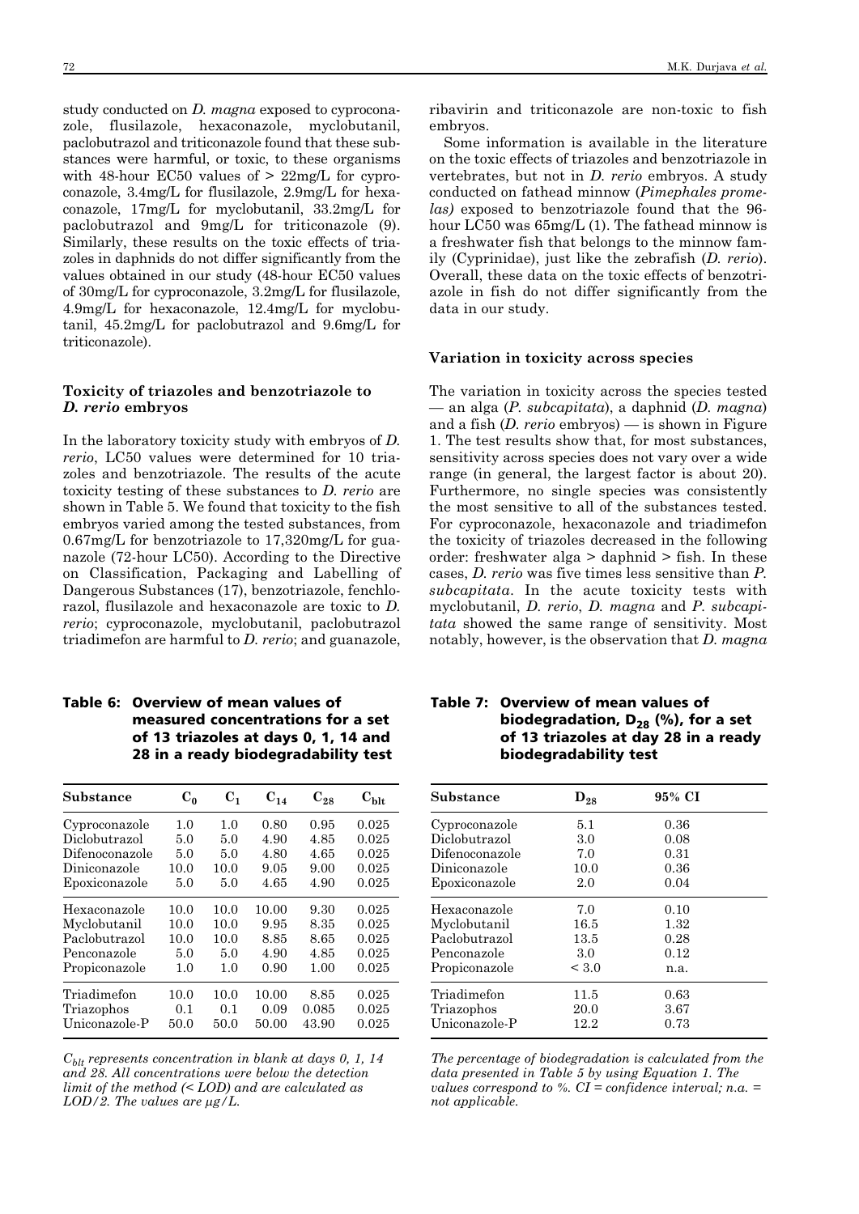study conducted on *D. magna* exposed to cyproconazole, flusilazole, hexaconazole, myclobutanil, paclobutrazol and triticonazole found that these substances were harmful, or toxic, to these organisms with 48-hour EC50 values of > 22mg/L for cyproconazole, 3.4mg/L for flusilazole, 2.9mg/L for hexaconazole, 17mg/L for myclobutanil, 33.2mg/L for paclobutrazol and 9mg/L for triticonazole (9). Similarly, these results on the toxic effects of triazoles in daphnids do not differ significantly from the values obtained in our study (48-hour EC50 values of 30mg/L for cyproconazole, 3.2mg/L for flusilazole, 4.9mg/L for hexaconazole, 12.4mg/L for myclobutanil, 45.2mg/L for paclobutrazol and 9.6mg/L for triticonazole).

### Toxicity of triazoles and benzotriazole to *D. rerio* embryos

In the laboratory toxicity study with embryos of *D. rerio*, LC50 values were determined for 10 triazoles and benzotriazole. The results of the acute toxicity testing of these substances to *D. rerio* are shown in Table 5. We found that toxicity to the fish embryos varied among the tested substances, from 0.67mg/L for benzotriazole to 17,320mg/L for guanazole (72-hour LC50). According to the Directive on Classification, Packaging and Labelling of Dangerous Substances (17), benzotriazole, fenchlorazol, flusilazole and hexaconazole are toxic to *D. rerio*; cyproconazole, myclobutanil, paclobutrazol triadimefon are harmful to *D. rerio*; and guanazole, ribavirin and triticonazole are non-toxic to fish embryos.

Some information is available in the literature on the toxic effects of triazoles and benzotriazole in vertebrates, but not in *D. rerio* embryos. A study conducted on fathead minnow (*Pimephales promelas)* exposed to benzotriazole found that the 96-hour LC50 was 65mg/L (1). The fathead minnow is a freshwater fish that belongs to the minnow family (Cyprinidae), just like the zebrafish (*D. rerio*). Overall, these data on the toxic effects of benzotriazole in fish do not differ significantly from the data in our study.

### Variation in toxicity across species

The variation in toxicity across the species tested — an alga (*P. subcapitata*), a daphnid (*D. magna*) and a fish (*D. rerio* embryos) — is shown in Figure 1. The test results show that, for most substances, sensitivity across species does not vary over a wide range (in general, the largest factor is about 20). Furthermore, no single species was consistently the most sensitive to all of the substances tested. For cyproconazole, hexaconazole and triadimefon the toxicity of triazoles decreased in the following order: freshwater alga > daphnid > fish. In these cases, *D. rerio* was five times less sensitive than *P. subcapitata*. In the acute toxicity tests with myclobutanil, *D. rerio*, *D. magna* and *P. subcapitata* showed the same range of sensitivity. Most notably, however, is the observation that *D. magna*

**Table 6: Overview of mean values of measured concentrations for a set of 13 triazoles at days 0, 1, 14 and 28 in a ready biodegradability test**

| Substance | $C_0$ | $C_1$ | $C_{14}$ | $C_{28}$ | $C_{blt}$ |
|---|---|---|---|---|---|
| Cyproconazole | 1.0 | 1.0 | 0.80 | 0.95 | 0.025 |
| Diclobutrazol | 5.0 | 5.0 | 4.90 | 4.85 | 0.025 |
| Difenoconazole | 5.0 | 5.0 | 4.80 | 4.65 | 0.025 |
| Diniconazole | 10.0 | 10.0 | 9.05 | 9.00 | 0.025 |
| Epoxiconazole | 5.0 | 5.0 | 4.65 | 4.90 | 0.025 |
| Hexaconazole | 10.0 | 10.0 | 10.00 | 9.30 | 0.025 |
| Myclobutanil | 10.0 | 10.0 | 9.95 | 8.35 | 0.025 |
| Paclobutrazol | 10.0 | 10.0 | 8.85 | 8.65 | 0.025 |
| Penconazole | 5.0 | 5.0 | 4.90 | 4.85 | 0.025 |
| Propiconazole | 1.0 | 1.0 | 0.90 | 1.00 | 0.025 |
| Triadimefon | 10.0 | 10.0 | 10.00 | 8.85 | 0.025 |
| Triazophos | 0.1 | 0.1 | 0.09 | 0.085 | 0.025 |
| Uniconazole-P | 50.0 | 50.0 | 50.00 | 43.90 | 0.025 |

*$C_{blt}$ represents concentration in blank at days 0, 1, 14 and 28. All concentrations were below the detection limit of the method (< LOD) and are calculated as LOD/2. The values are μg/L.*

**Table 7: Overview of mean values of biodegradation, $D_{28}$ (%), for a set of 13 triazoles at day 28 in a ready biodegradability test**

| Substance | $D_{28}$ | 95% CI |
|---|---|---|
| Cyproconazole | 5.1 | 0.36 |
| Diclobutrazol | 3.0 | 0.08 |
| Difenoconazole | 7.0 | 0.31 |
| Diniconazole | 10.0 | 0.36 |
| Epoxiconazole | 2.0 | 0.04 |
| Hexaconazole | 7.0 | 0.10 |
| Myclobutanil | 16.5 | 1.32 |
| Paclobutrazol | 13.5 | 0.28 |
| Penconazole | 3.0 | 0.12 |
| Propiconazole | < 3.0 | n.a. |
| Triadimefon | 11.5 | 0.63 |
| Triazophos | 20.0 | 3.67 |
| Uniconazole-P | 12.2 | 0.73 |

*The percentage of biodegradation is calculated from the data presented in Table 5 by using Equation 1. The values correspond to %. CI = confidence interval; n.a. = not applicable.*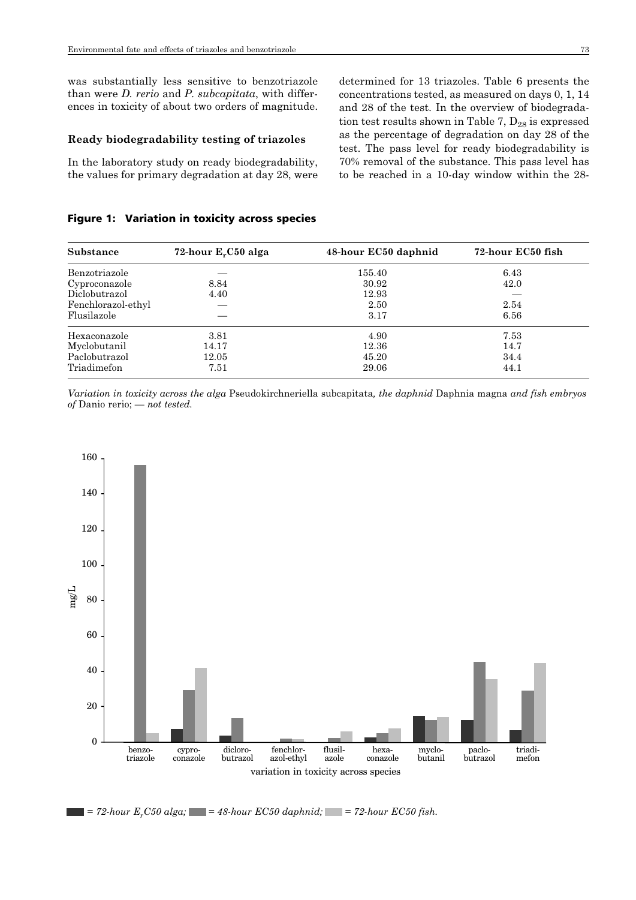was substantially less sensitive to benzotriazole than were *D. rerio* and *P. subcapitata*, with differences in toxicity of about two orders of magnitude.

### Ready biodegradability testing of triazoles

In the laboratory study on ready biodegradability, the values for primary degradation at day 28, were determined for 13 triazoles. Table 6 presents the concentrations tested, as measured on days 0, 1, 14 and 28 of the test. In the overview of biodegradation test results shown in Table 7, $D_{28}$ is expressed as the percentage of degradation on day 28 of the test. The pass level for ready biodegradability is 70% removal of the substance. This pass level has to be reached in a 10-day window within the 28-

**Figure 1: Variation in toxicity across species**

| Substance | 72-hour $E_rC50$ alga | 48-hour EC50 daphnid | 72-hour EC50 fish |
|---|---|---|---|
| Benzotriazole | — | 155.40 | 6.43 |
| Cyproconazole | 8.84 | 30.92 | 42.0 |
| Diclobutrazol | 4.40 | 12.93 | — |
| Fenchlorazol-ethyl | — | 2.50 | 2.54 |
| Flusilazole | — | 3.17 | 6.56 |
| Hexaconazole | 3.81 | 4.90 | 7.53 |
| Myclobutanil | 14.17 | 12.36 | 14.7 |
| Paclobutrazol | 12.05 | 45.20 | 34.4 |
| Triadimefon | 7.51 | 29.06 | 44.1 |

*Variation in toxicity across the alga* Pseudokirchneriella subcapitata*, the daphnid* Daphnia magna *and fish embryos of* Danio rerio; — *not tested.*

*= 72-hour $E_rC50$ alga; = 48-hour EC50 daphnid; = 72-hour EC50 fish.*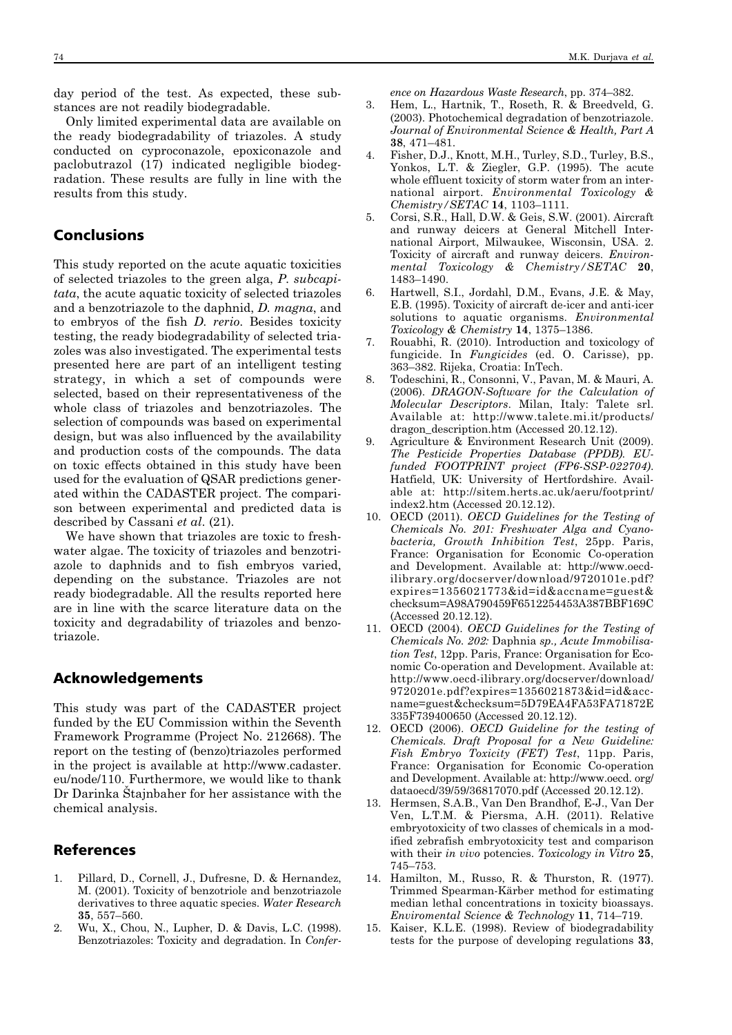day period of the test. As expected, these substances are not readily biodegradable.

Only limited experimental data are available on the ready biodegradability of triazoles. A study conducted on cyproconazole, epoxiconazole and paclobutrazol (17) indicated negligible biodegradation. These results are fully in line with the results from this study.

## Conclusions

This study reported on the acute aquatic toxicities of selected triazoles to the green alga, *P. subcapitata*, the acute aquatic toxicity of selected triazoles and a benzotriazole to the daphnid, *D. magna*, and to embryos of the fish *D. rerio*. Besides toxicity testing, the ready biodegradability of selected triazoles was also investigated. The experimental tests presented here are part of an intelligent testing strategy, in which a set of compounds were selected, based on their representativeness of the whole class of triazoles and benzotriazoles. The selection of compounds was based on experimental design, but was also influenced by the availability and production costs of the compounds. The data on toxic effects obtained in this study have been used for the evaluation of QSAR predictions generated within the CADASTER project. The comparison between experimental and predicted data is described by Cassani *et al*. (21).

We have shown that triazoles are toxic to freshwater algae. The toxicity of triazoles and benzotriazole to daphnids and to fish embryos varied, depending on the substance. Triazoles are not ready biodegradable. All the results reported here are in line with the scarce literature data on the toxicity and degradability of triazoles and benzotriazole.

## Acknowledgements

This study was part of the CADASTER project funded by the EU Commission within the Seventh Framework Programme (Project No. 212668). The report on the testing of (benzo)triazoles performed in the project is available at http://www.cadaster.eu/node/110. Furthermore, we would like to thank Dr Darinka Štajnbaher for her assistance with the chemical analysis.

## References

1. Pillard, D., Cornell, J., Dufresne, D. & Hernandez, M. (2001). Toxicity of benzotriole and benzotriazole derivatives to three aquatic species. *Water Research* **35**, 557–560.
2. Wu, X., Chou, N., Lupher, D. & Davis, L.C. (1998). Benzotriazoles: Toxicity and degradation. In *Conference on Hazardous Waste Research*, pp. 374–382.
3. Hem, L., Hartnik, T., Roseth, R. & Breedveld, G. (2003). Photochemical degradation of benzotriazole. *Journal of Environmental Science & Health, Part A* **38**, 471–481.
4. Fisher, D.J., Knott, M.H., Turley, S.D., Turley, B.S., Yonkos, L.T. & Ziegler, G.P. (1995). The acute whole effluent toxicity of storm water from an international airport. *Environmental Toxicology & Chemistry/SETAC* **14**, 1103–1111.
5. Corsi, S.R., Hall, D.W. & Geis, S.W. (2001). Aircraft and runway deicers at General Mitchell International Airport, Milwaukee, Wisconsin, USA. 2. Toxicity of aircraft and runway deicers. *Environmental Toxicology & Chemistry/SETAC* **20**, 1483–1490.
6. Hartwell, S.I., Jordahl, D.M., Evans, J.E. & May, E.B. (1995). Toxicity of aircraft de-icer and anti-icer solutions to aquatic organisms. *Environmental Toxicology & Chemistry* **14**, 1375–1386.
7. Rouabhi, R. (2010). Introduction and toxicology of fungicide. In *Fungicides* (ed. O. Carisse), pp. 363–382. Rijeka, Croatia: InTech.
8. Todeschini, R., Consonni, V., Pavan, M. & Mauri, A. (2006). *DRAGON-Software for the Calculation of Molecular Descriptors*. Milan, Italy: Talete srl. Available at: http://www.talete.mi.it/products/dragon_description.htm (Accessed 20.12.12).
9. Agriculture & Environment Research Unit (2009). *The Pesticide Properties Database (PPDB). EU-funded FOOTPRINT project (FP6-SSP-022704)*. Hatfield, UK: University of Hertfordshire. Available at: http://sitem.herts.ac.uk/aeru/footprint/index2.htm (Accessed 20.12.12).
10. OECD (2011). *OECD Guidelines for the Testing of Chemicals No. 201: Freshwater Alga and Cyanobacteria, Growth Inhibition Test*, 25pp. Paris, France: Organisation for Economic Co-operation and Development. Available at: http://www.oecd-ilibrary.org/docserver/download/9720101e.pdf?expires=1356021773&id=id&accname=guest&checksum=A98A790459F6512254453A387BBF169C (Accessed 20.12.12).
11. OECD (2004). *OECD Guidelines for the Testing of Chemicals No. 202:* Daphnia *sp., Acute Immobilisation Test*, 12pp. Paris, France: Organisation for Economic Co-operation and Development. Available at: http://www.oecd-ilibrary.org/docserver/download/9720201e.pdf?expires=1356021873&id=id&accname=guest&checksum=5D79EA4FA53FA71872E335F739400650 (Accessed 20.12.12).
12. OECD (2006). *OECD Guideline for the testing of Chemicals. Draft Proposal for a New Guideline: Fish Embryo Toxicity (FET) Test*, 11pp. Paris, France: Organisation for Economic Co-operation and Development. Available at: http://www.oecd.org/dataoecd/39/59/36817070.pdf (Accessed 20.12.12).
13. Hermsen, S.A.B., Van Den Brandhof, E-J., Van Der Ven, L.T.M. & Piersma, A.H. (2011). Relative embryotoxicity of two classes of chemicals in a modified zebrafish embryotoxicity test and comparison with their *in vivo* potencies. *Toxicology in Vitro* **25**, 745–753.
14. Hamilton, M., Russo, R. & Thurston, R. (1977). Trimmed Spearman-Kärber method for estimating median lethal concentrations in toxicity bioassays. *Enviromental Science & Technology* **11**, 714–719.
15. Kaiser, K.L.E. (1998). Review of biodegradability tests for the purpose of developing regulations **33**,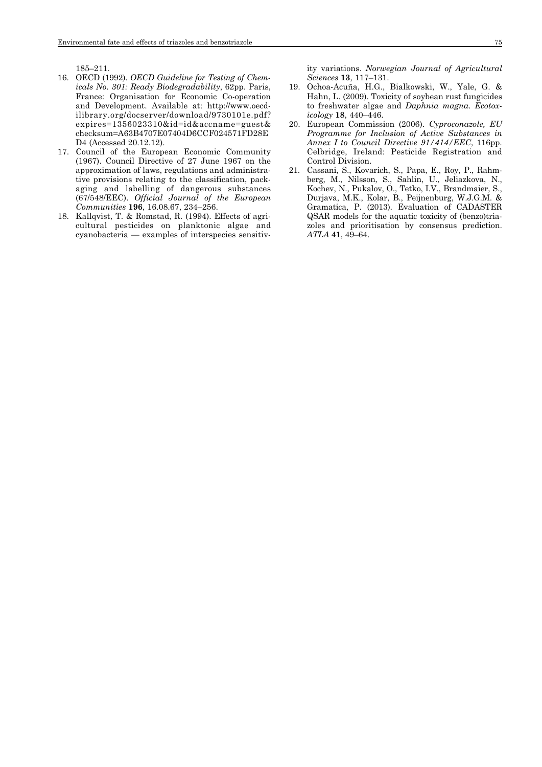185–211.

16. OECD (1992). *OECD Guideline for Testing of Chemicals No. 301: Ready Biodegradability*, 62pp. Paris, France: Organisation for Economic Co-operation and Development. Available at: http://www.oecd-ilibrary.org/docserver/download/9730101e.pdf?expires=1356023310&id=id&accname=guest&checksum=A63B4707E07404D6CCF024571FD28ED4 (Accessed 20.12.12).
17. Council of the European Economic Community (1967). Council Directive of 27 June 1967 on the approximation of laws, regulations and administrative provisions relating to the classification, packaging and labelling of dangerous substances (67/548/EEC). *Official Journal of the European Communities* **196**, 16.08.67, 234–256.
18. Kallqvist, T. & Romstad, R. (1994). Effects of agricultural pesticides on planktonic algae and cyanobacteria — examples of interspecies sensitivity variations. *Norwegian Journal of Agricultural Sciences* **13**, 117–131.
19. Ochoa-Acuña, H.G., Bialkowski, W., Yale, G. & Hahn, L. (2009). Toxicity of soybean rust fungicides to freshwater algae and *Daphnia magna*. *Ecotoxicology* **18**, 440–446.
20. European Commission (2006). *Cyproconazole, EU Programme for Inclusion of Active Substances in Annex I to Council Directive 91/414/EEC*, 116pp. Celbridge, Ireland: Pesticide Registration and Control Division.
21. Cassani, S., Kovarich, S., Papa, E., Roy, P., Rahmberg, M., Nilsson, S., Sahlin, U., Jeliazkova, N., Kochev, N., Pukalov, O., Tetko, I.V., Brandmaier, S., Durjava, M.K., Kolar, B., Peijnenburg, W.J.G.M. & Gramatica, P. (2013). Evaluation of CADASTER QSAR models for the aquatic toxicity of (benzo)triazoles and prioritisation by consensus prediction. *ATLA* **41**, 49–64.